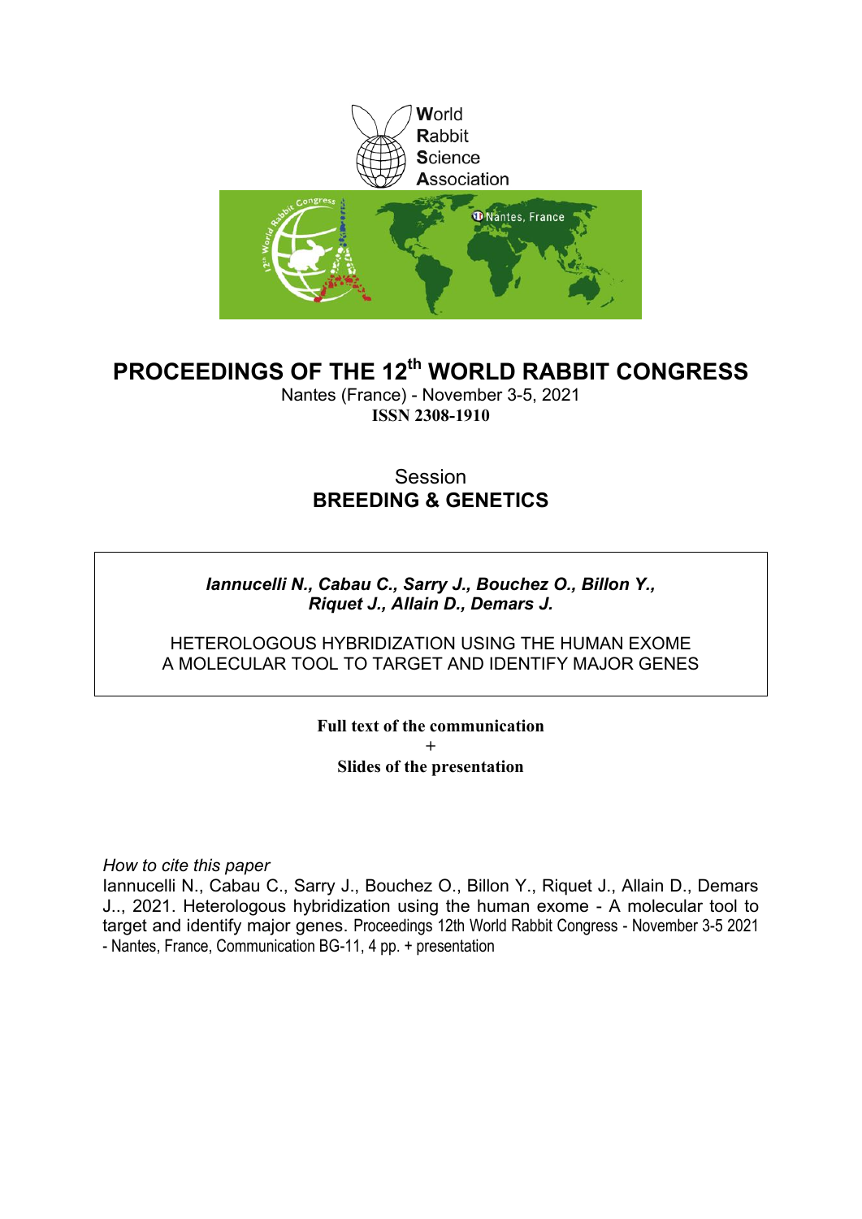World
Rabbit
Science
Association

# PROCEEDINGS OF THE 12th WORLD RABBIT CONGRESS

Nantes (France) - November 3-5, 2021

**ISSN 2308-1910**

## Session
## BREEDING & GENETICS

***Iannucelli N., Cabau C., Sarry J., Bouchez O., Billon Y., Riquet J., Allain D., Demars J.***

HETEROLOGOUS HYBRIDIZATION USING THE HUMAN EXOME
A MOLECULAR TOOL TO TARGET AND IDENTIFY MAJOR GENES

**Full text of the communication**
+
**Slides of the presentation**

*How to cite this paper*
Iannucelli N., Cabau C., Sarry J., Bouchez O., Billon Y., Riquet J., Allain D., Demars J.., 2021. Heterologous hybridization using the human exome - A molecular tool to target and identify major genes. Proceedings 12th World Rabbit Congress - November 3-5 2021 - Nantes, France, Communication BG-11, 4 pp. + presentation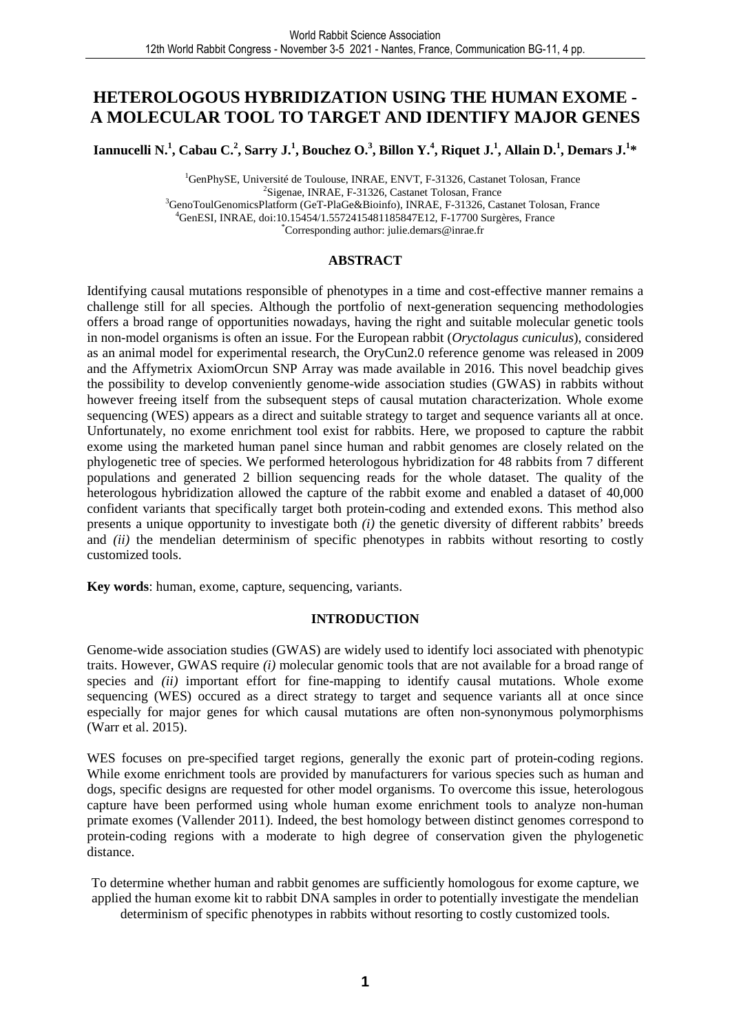# HETEROLOGOUS HYBRIDIZATION USING THE HUMAN EXOME - A MOLECULAR TOOL TO TARGET AND IDENTIFY MAJOR GENES

**Iannucelli N.[1], Cabau C.[2], Sarry J.[1], Bouchez O.[3], Billon Y.[4], Riquet J.[1], Allain D.[1], Demars J.[1]***

[1]GenPhySE, Université de Toulouse, INRAE, ENVT, F-31326, Castanet Tolosan, France
[2]Sigenae, INRAE, F-31326, Castanet Tolosan, France
[3]GenoToulGenomicsPlatform (GeT-PlaGe&Bioinfo), INRAE, F-31326, Castanet Tolosan, France
[4]GenESI, INRAE, doi:10.15454/1.5572415481185847E12, F-17700 Surgères, France
*Corresponding author: julie.demars@inrae.fr

## ABSTRACT

Identifying causal mutations responsible of phenotypes in a time and cost-effective manner remains a challenge still for all species. Although the portfolio of next-generation sequencing methodologies offers a broad range of opportunities nowadays, having the right and suitable molecular genetic tools in non-model organisms is often an issue. For the European rabbit (*Oryctolagus cuniculus*), considered as an animal model for experimental research, the OryCun2.0 reference genome was released in 2009 and the Affymetrix AxiomOrcun SNP Array was made available in 2016. This novel beadchip gives the possibility to develop conveniently genome-wide association studies (GWAS) in rabbits without however freeing itself from the subsequent steps of causal mutation characterization. Whole exome sequencing (WES) appears as a direct and suitable strategy to target and sequence variants all at once. Unfortunately, no exome enrichment tool exist for rabbits. Here, we proposed to capture the rabbit exome using the marketed human panel since human and rabbit genomes are closely related on the phylogenetic tree of species. We performed heterologous hybridization for 48 rabbits from 7 different populations and generated 2 billion sequencing reads for the whole dataset. The quality of the heterologous hybridization allowed the capture of the rabbit exome and enabled a dataset of 40,000 confident variants that specifically target both protein-coding and extended exons. This method also presents a unique opportunity to investigate both *(i)* the genetic diversity of different rabbits' breeds and *(ii)* the mendelian determinism of specific phenotypes in rabbits without resorting to costly customized tools.

**Key words**: human, exome, capture, sequencing, variants.

## INTRODUCTION

Genome-wide association studies (GWAS) are widely used to identify loci associated with phenotypic traits. However, GWAS require *(i)* molecular genomic tools that are not available for a broad range of species and *(ii)* important effort for fine-mapping to identify causal mutations. Whole exome sequencing (WES) occured as a direct strategy to target and sequence variants all at once since especially for major genes for which causal mutations are often non-synonymous polymorphisms (Warr et al. 2015).

WES focuses on pre-specified target regions, generally the exonic part of protein-coding regions. While exome enrichment tools are provided by manufacturers for various species such as human and dogs, specific designs are requested for other model organisms. To overcome this issue, heterologous capture have been performed using whole human exome enrichment tools to analyze non-human primate exomes (Vallender 2011). Indeed, the best homology between distinct genomes correspond to protein-coding regions with a moderate to high degree of conservation given the phylogenetic distance.

To determine whether human and rabbit genomes are sufficiently homologous for exome capture, we applied the human exome kit to rabbit DNA samples in order to potentially investigate the mendelian determinism of specific phenotypes in rabbits without resorting to costly customized tools.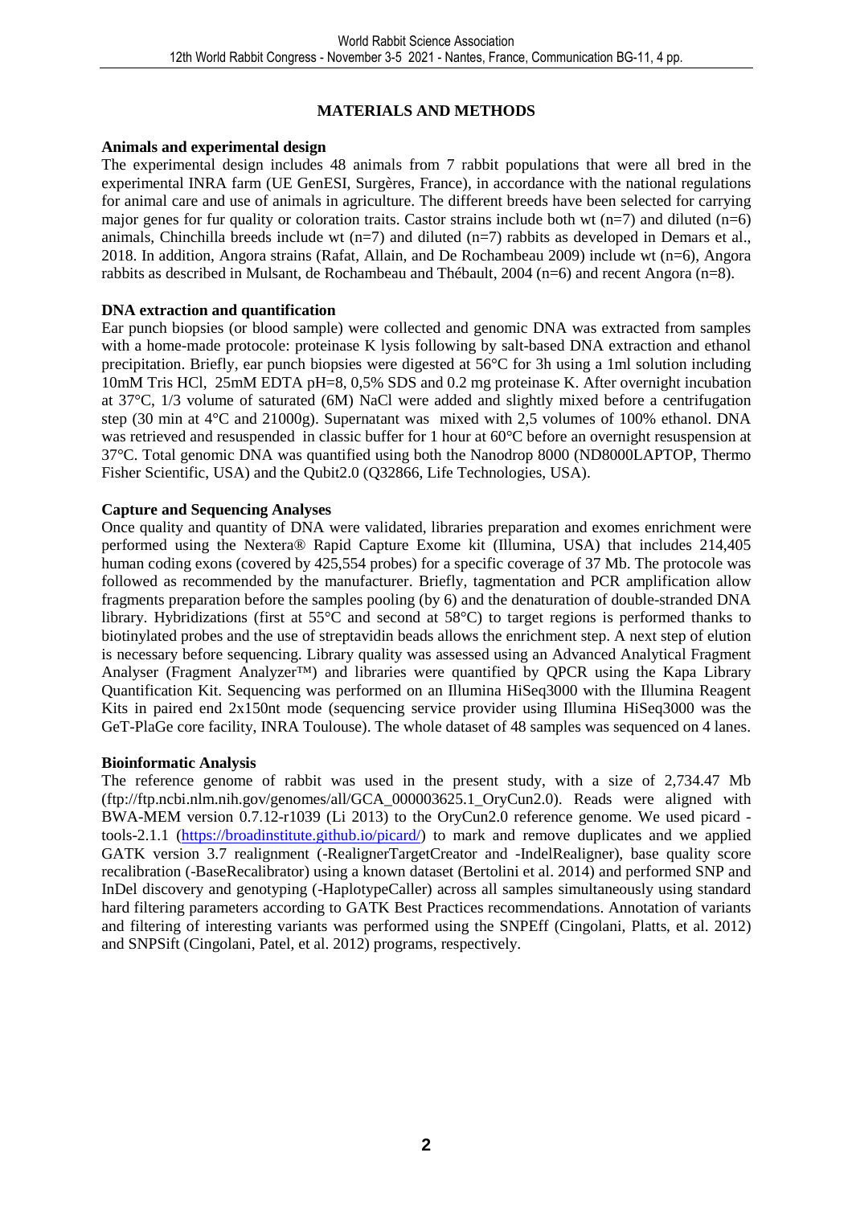## MATERIALS AND METHODS

### Animals and experimental design

The experimental design includes 48 animals from 7 rabbit populations that were all bred in the experimental INRA farm (UE GenESI, Surgères, France), in accordance with the national regulations for animal care and use of animals in agriculture. The different breeds have been selected for carrying major genes for fur quality or coloration traits. Castor strains include both wt (n=7) and diluted (n=6) animals, Chinchilla breeds include wt (n=7) and diluted (n=7) rabbits as developed in Demars et al., 2018. In addition, Angora strains (Rafat, Allain, and De Rochambeau 2009) include wt (n=6), Angora rabbits as described in Mulsant, de Rochambeau and Thébault, 2004 (n=6) and recent Angora (n=8).

### DNA extraction and quantification

Ear punch biopsies (or blood sample) were collected and genomic DNA was extracted from samples with a home-made protocole: proteinase K lysis following by salt-based DNA extraction and ethanol precipitation. Briefly, ear punch biopsies were digested at 56°C for 3h using a 1ml solution including 10mM Tris HCl, 25mM EDTA pH=8, 0,5% SDS and 0.2 mg proteinase K. After overnight incubation at 37°C, 1/3 volume of saturated (6M) NaCl were added and slightly mixed before a centrifugation step (30 min at 4°C and 21000g). Supernatant was mixed with 2,5 volumes of 100% ethanol. DNA was retrieved and resuspended in classic buffer for 1 hour at 60°C before an overnight resuspension at 37°C. Total genomic DNA was quantified using both the Nanodrop 8000 (ND8000LAPTOP, Thermo Fisher Scientific, USA) and the Qubit2.0 (Q32866, Life Technologies, USA).

### Capture and Sequencing Analyses

Once quality and quantity of DNA were validated, libraries preparation and exomes enrichment were performed using the Nextera® Rapid Capture Exome kit (Illumina, USA) that includes 214,405 human coding exons (covered by 425,554 probes) for a specific coverage of 37 Mb. The protocole was followed as recommended by the manufacturer. Briefly, tagmentation and PCR amplification allow fragments preparation before the samples pooling (by 6) and the denaturation of double-stranded DNA library. Hybridizations (first at 55°C and second at 58°C) to target regions is performed thanks to biotinylated probes and the use of streptavidin beads allows the enrichment step. A next step of elution is necessary before sequencing. Library quality was assessed using an Advanced Analytical Fragment Analyser (Fragment Analyzer™) and libraries were quantified by QPCR using the Kapa Library Quantification Kit. Sequencing was performed on an Illumina HiSeq3000 with the Illumina Reagent Kits in paired end 2x150nt mode (sequencing service provider using Illumina HiSeq3000 was the GeT-PlaGe core facility, INRA Toulouse). The whole dataset of 48 samples was sequenced on 4 lanes.

### Bioinformatic Analysis

The reference genome of rabbit was used in the present study, with a size of 2,734.47 Mb (ftp://ftp.ncbi.nlm.nih.gov/genomes/all/GCA_000003625.1_OryCun2.0). Reads were aligned with BWA-MEM version 0.7.12-r1039 (Li 2013) to the OryCun2.0 reference genome. We used picard - tools-2.1.1 (https://broadinstitute.github.io/picard/) to mark and remove duplicates and we applied GATK version 3.7 realignment (-RealignerTargetCreator and -IndelRealigner), base quality score recalibration (-BaseRecalibrator) using a known dataset (Bertolini et al. 2014) and performed SNP and InDel discovery and genotyping (-HaplotypeCaller) across all samples simultaneously using standard hard filtering parameters according to GATK Best Practices recommendations. Annotation of variants and filtering of interesting variants was performed using the SNPEff (Cingolani, Platts, et al. 2012) and SNPSift (Cingolani, Patel, et al. 2012) programs, respectively.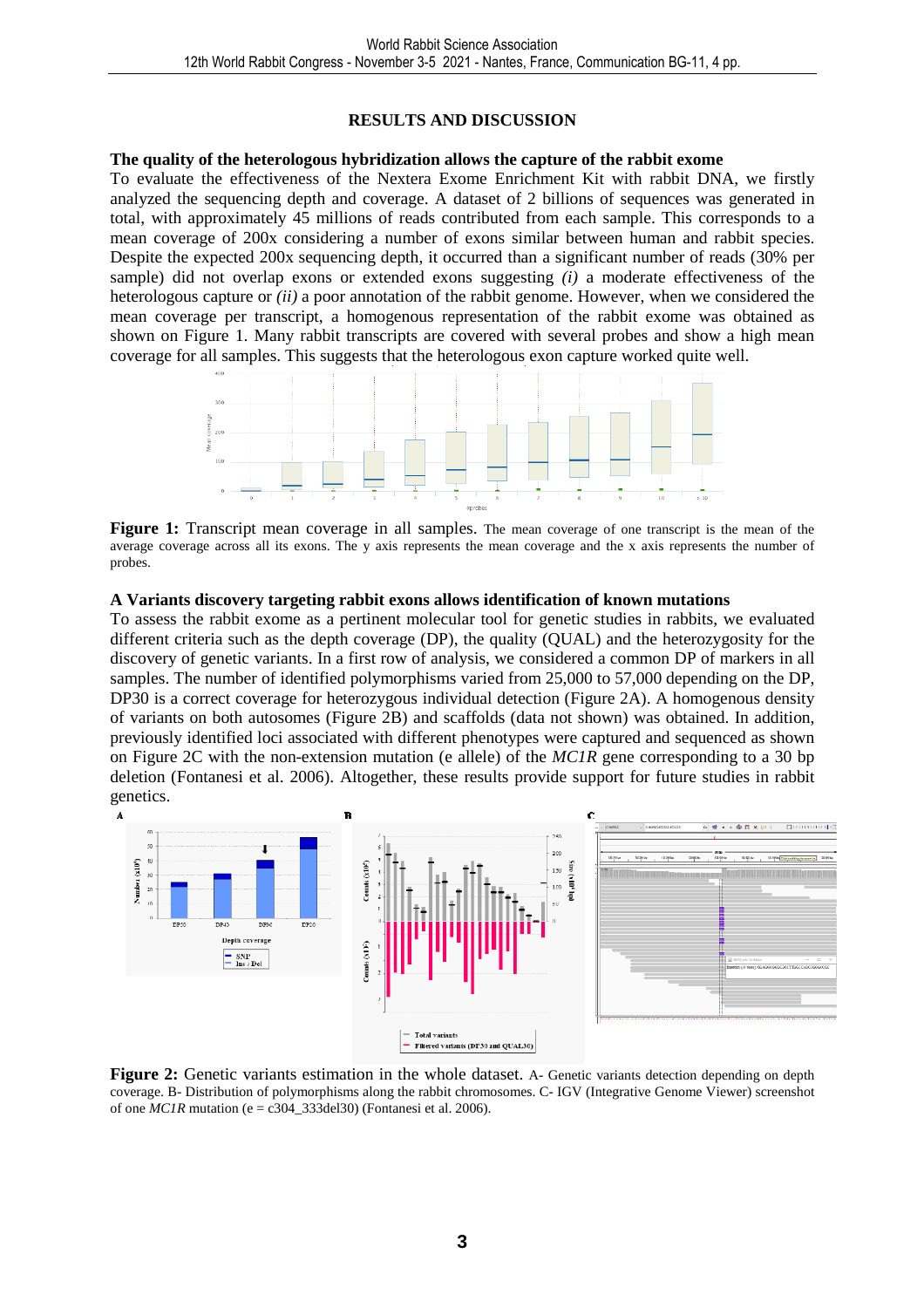## RESULTS AND DISCUSSION

### The quality of the heterologous hybridization allows the capture of the rabbit exome

To evaluate the effectiveness of the Nextera Exome Enrichment Kit with rabbit DNA, we firstly analyzed the sequencing depth and coverage. A dataset of 2 billions of sequences was generated in total, with approximately 45 millions of reads contributed from each sample. This corresponds to a mean coverage of 200x considering a number of exons similar between human and rabbit species. Despite the expected 200x sequencing depth, it occurred than a significant number of reads (30% per sample) did not overlap exons or extended exons suggesting *(i)* a moderate effectiveness of the heterologous capture or *(ii)* a poor annotation of the rabbit genome. However, when we considered the mean coverage per transcript, a homogenous representation of the rabbit exome was obtained as shown on Figure 1. Many rabbit transcripts are covered with several probes and show a high mean coverage for all samples. This suggests that the heterologous exon capture worked quite well.

**Figure 1:** Transcript mean coverage in all samples. The mean coverage of one transcript is the mean of the average coverage across all its exons. The y axis represents the mean coverage and the x axis represents the number of probes.

### A Variants discovery targeting rabbit exons allows identification of known mutations

To assess the rabbit exome as a pertinent molecular tool for genetic studies in rabbits, we evaluated different criteria such as the depth coverage (DP), the quality (QUAL) and the heterozygosity for the discovery of genetic variants. In a first row of analysis, we considered a common DP of markers in all samples. The number of identified polymorphisms varied from 25,000 to 57,000 depending on the DP, DP30 is a correct coverage for heterozygous individual detection (Figure 2A). A homogenous density of variants on both autosomes (Figure 2B) and scaffolds (data not shown) was obtained. In addition, previously identified loci associated with different phenotypes were captured and sequenced as shown on Figure 2C with the non-extension mutation (e allele) of the *MC1R* gene corresponding to a 30 bp deletion (Fontanesi et al. 2006). Altogether, these results provide support for future studies in rabbit genetics.

**Figure 2:** Genetic variants estimation in the whole dataset. A- Genetic variants detection depending on depth coverage. B- Distribution of polymorphisms along the rabbit chromosomes. C- IGV (Integrative Genome Viewer) screenshot of one *MC1R* mutation (e = c304_333del30) (Fontanesi et al. 2006).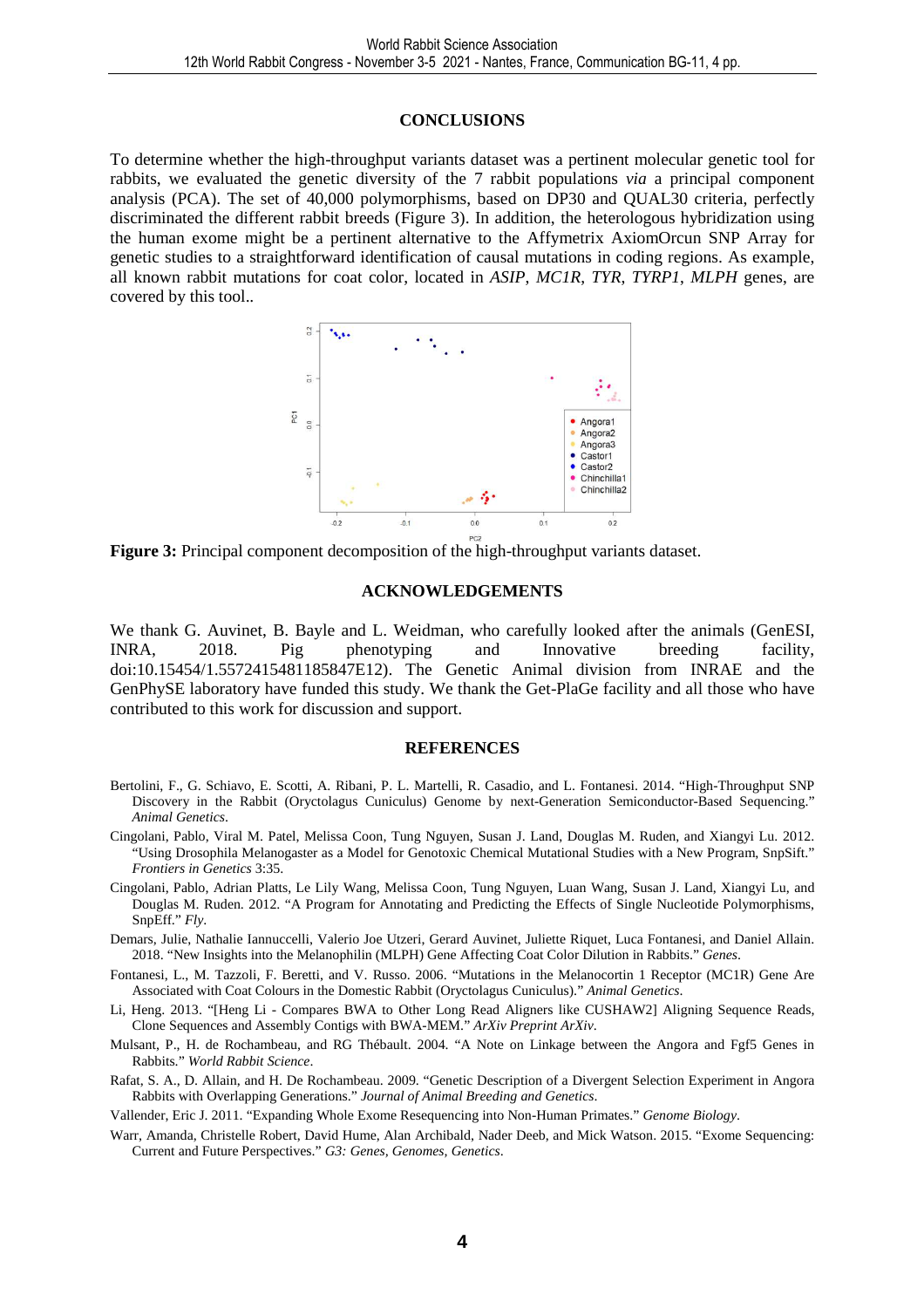## CONCLUSIONS

To determine whether the high-throughput variants dataset was a pertinent molecular genetic tool for rabbits, we evaluated the genetic diversity of the 7 rabbit populations *via* a principal component analysis (PCA). The set of 40,000 polymorphisms, based on DP30 and QUAL30 criteria, perfectly discriminated the different rabbit breeds (Figure 3). In addition, the heterologous hybridization using the human exome might be a pertinent alternative to the Affymetrix AxiomOrcun SNP Array for genetic studies to a straightforward identification of causal mutations in coding regions. As example, all known rabbit mutations for coat color, located in *ASIP*, *MC1R*, *TYR*, *TYRP1*, *MLPH* genes, are covered by this tool..

**Figure 3:** Principal component decomposition of the high-throughput variants dataset.

## ACKNOWLEDGEMENTS

We thank G. Auvinet, B. Bayle and L. Weidman, who carefully looked after the animals (GenESI, INRA, 2018. Pig phenotyping and Innovative breeding facility, doi:10.15454/1.5572415481185847E12). The Genetic Animal division from INRAE and the GenPhySE laboratory have funded this study. We thank the Get-PlaGe facility and all those who have contributed to this work for discussion and support.

## REFERENCES

Bertolini, F., G. Schiavo, E. Scotti, A. Ribani, P. L. Martelli, R. Casadio, and L. Fontanesi. 2014. "High-Throughput SNP Discovery in the Rabbit (Oryctolagus Cuniculus) Genome by next-Generation Semiconductor-Based Sequencing." *Animal Genetics*.

Cingolani, Pablo, Viral M. Patel, Melissa Coon, Tung Nguyen, Susan J. Land, Douglas M. Ruden, and Xiangyi Lu. 2012. "Using Drosophila Melanogaster as a Model for Genotoxic Chemical Mutational Studies with a New Program, SnpSift." *Frontiers in Genetics* 3:35.

Cingolani, Pablo, Adrian Platts, Le Lily Wang, Melissa Coon, Tung Nguyen, Luan Wang, Susan J. Land, Xiangyi Lu, and Douglas M. Ruden. 2012. "A Program for Annotating and Predicting the Effects of Single Nucleotide Polymorphisms, SnpEff." *Fly*.

Demars, Julie, Nathalie Iannuccelli, Valerio Joe Utzeri, Gerard Auvinet, Juliette Riquet, Luca Fontanesi, and Daniel Allain. 2018. "New Insights into the Melanophilin (MLPH) Gene Affecting Coat Color Dilution in Rabbits." *Genes*.

Fontanesi, L., M. Tazzoli, F. Beretti, and V. Russo. 2006. "Mutations in the Melanocortin 1 Receptor (MC1R) Gene Are Associated with Coat Colours in the Domestic Rabbit (Oryctolagus Cuniculus)." *Animal Genetics*.

Li, Heng. 2013. "[Heng Li - Compares BWA to Other Long Read Aligners like CUSHAW2] Aligning Sequence Reads, Clone Sequences and Assembly Contigs with BWA-MEM." *ArXiv Preprint ArXiv*.

Mulsant, P., H. de Rochambeau, and RG Thébault. 2004. "A Note on Linkage between the Angora and Fgf5 Genes in Rabbits." *World Rabbit Science*.

Rafat, S. A., D. Allain, and H. De Rochambeau. 2009. "Genetic Description of a Divergent Selection Experiment in Angora Rabbits with Overlapping Generations." *Journal of Animal Breeding and Genetics*.

Vallender, Eric J. 2011. "Expanding Whole Exome Resequencing into Non-Human Primates." *Genome Biology*.

Warr, Amanda, Christelle Robert, David Hume, Alan Archibald, Nader Deeb, and Mick Watson. 2015. "Exome Sequencing: Current and Future Perspectives." *G3: Genes, Genomes, Genetics*.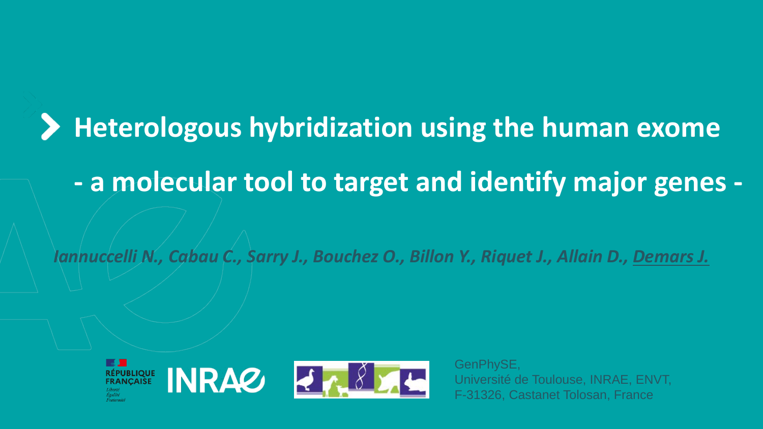# Heterologous hybridization using the human exome

## - a molecular tool to target and identify major genes -

*Iannuccelli N., Cabau C., Sarry J., Bouchez O., Billon Y., Riquet J., Allain D., Demars J.*

RÉPUBLIQUE FRANÇAISE

*Liberté*
*Égalité*
*Fraternité*

INRAE

GenPhySE,
Université de Toulouse, INRAE, ENVT,
F-31326, Castanet Tolosan, France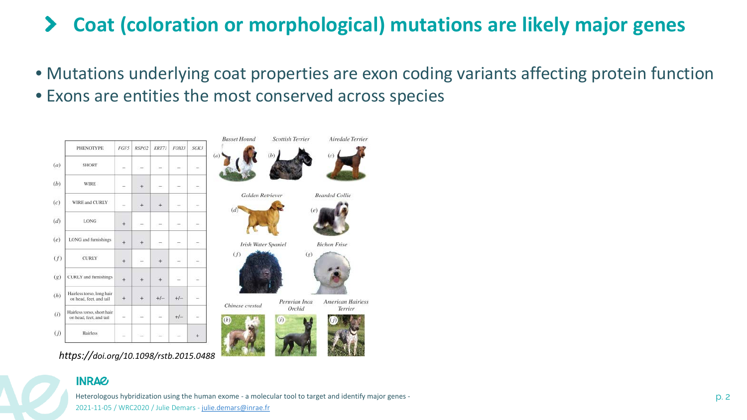# Coat (coloration or morphological) mutations are likely major genes

- Mutations underlying coat properties are exon coding variants affecting protein function
- Exons are entities the most conserved across species

| | PHENOTYPE | *FGF5* | *RSPO2* | *KRT71* | *FOXI3* | *SGK3* |
|---|---|---|---|---|---|---|
| (*a*) | SHORT | – | – | – | – | – |
| (*b*) | WIRE | – | + | – | – | – |
| (*c*) | WIRE and CURLY | – | + | + | – | – |
| (*d*) | LONG | + | – | – | – | – |
| (*e*) | LONG and furnishings | + | + | – | – | – |
| (*f*) | CURLY | + | – | + | – | – |
| (*g*) | CURLY and furnishings | + | + | + | – | – |
| (*h*) | Hairless torso, long hair on head, feet, and tail | + | + | +/– | +/– | – |
| (*i*) | Hairless torso, short hair on head, feet, and tail | – | – | – | +/– | – |
| (*j*) | Hairless | – | – | – | – | + |

*Basset Hound* (*a*), *Scottish Terrier* (*b*), *Airedale Terrier* (*c*), *Golden Retriever* (*d*), *Bearded Collie* (*e*), *Irish Water Spaniel* (*f*), *Bichon Frise* (*g*), *Chinese crested* (*h*), *Peruvian Inca Orchid* (*i*), *American Hairless Terrier* (*j*)

*https://doi.org/10.1098/rstb.2015.0488*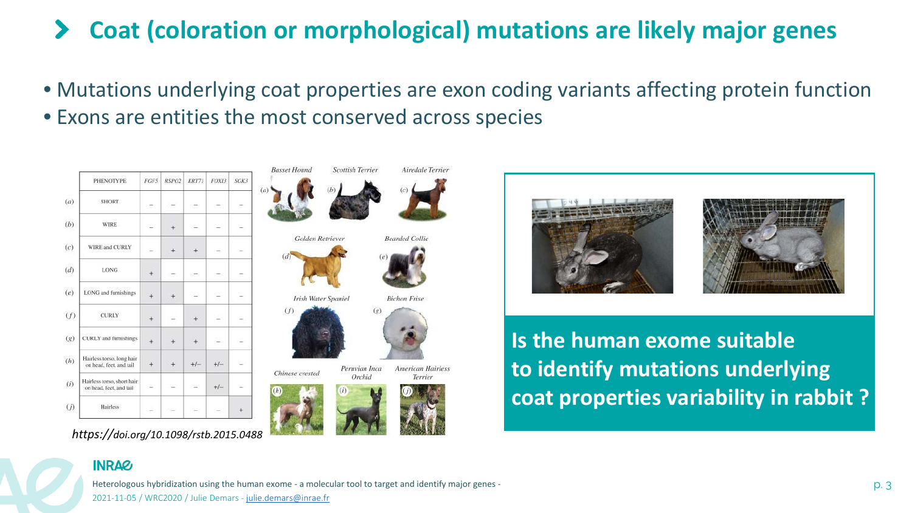## Coat (coloration or morphological) mutations are likely major genes

- Mutations underlying coat properties are exon coding variants affecting protein function
- Exons are entities the most conserved across species

| | PHENOTYPE | FGF5 | RSPO2 | KRT71 | FOXI3 | SGK3 |
|---|---|---|---|---|---|---|
| (a) | SHORT | – | – | – | – | – |
| (b) | WIRE | – | + | – | – | – |
| (c) | WIRE and CURLY | – | + | + | – | – |
| (d) | LONG | + | – | – | – | – |
| (e) | LONG and furnishings | + | + | – | – | – |
| (f) | CURLY | + | – | + | – | – |
| (g) | CURLY and furnishings | + | + | + | – | – |
| (h) | Hairless torso, long hair on head, feet, and tail | + | + | +/– | +/– | – |
| (i) | Hairless torso, short hair on head, feet, and tail | – | – | – | +/– | – |
| (j) | Hairless | – | – | – | – | + |

(a) Basset Hound (b) Scottish Terrier (c) Airedale Terrier (d) Golden Retriever (e) Bearded Collie (f) Irish Water Spaniel (g) Bichon Frise (h) Chinese crested (i) Peruvian Inca Orchid (j) American Hairless Terrier

*https://doi.org/10.1098/rstb.2015.0488*

**Is the human exome suitable to identify mutations underlying coat properties variability in rabbit ?**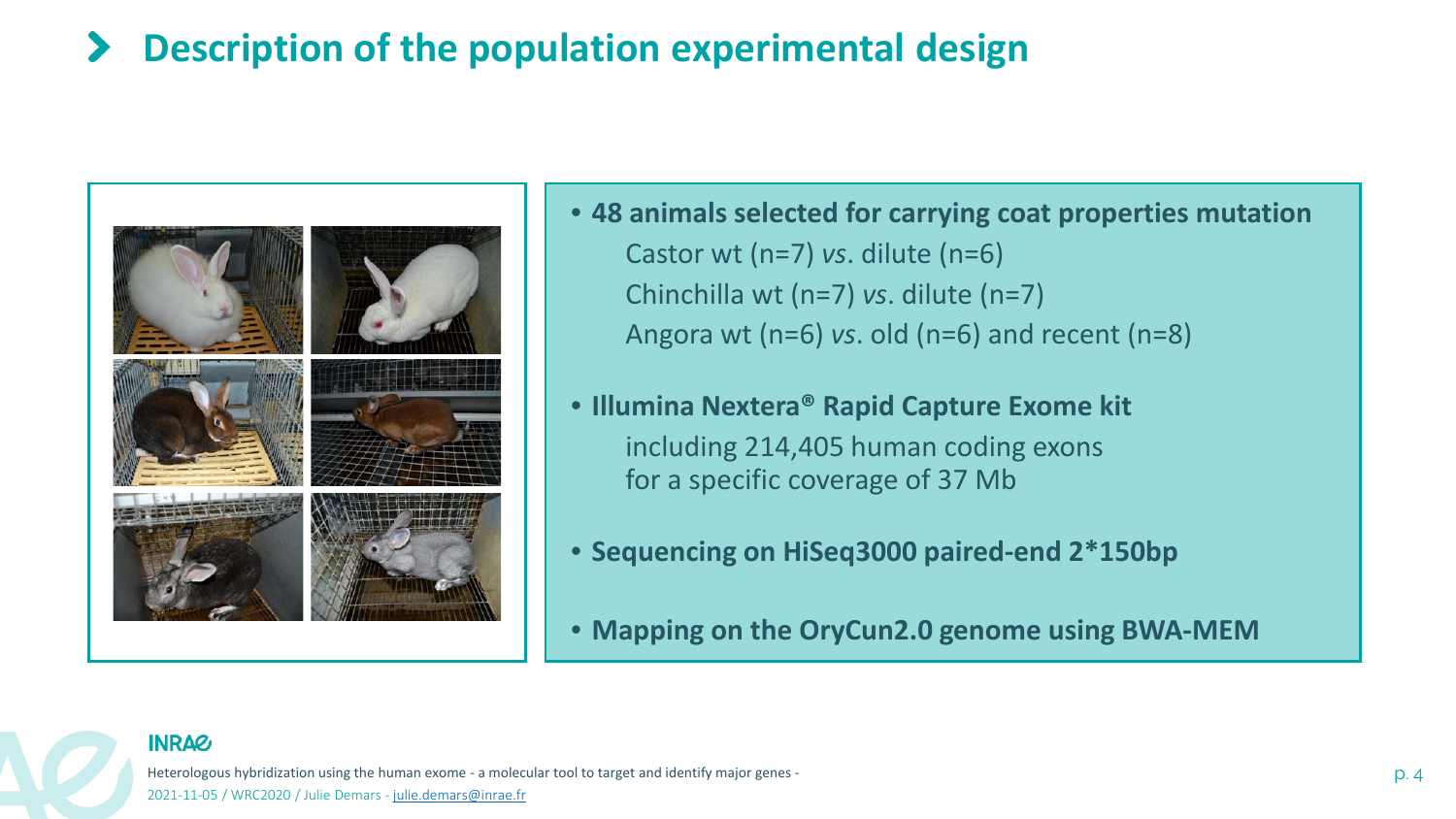# Description of the population experimental design

- **48 animals selected for carrying coat properties mutation**
  - Castor wt (n=7) *vs*. dilute (n=6)
  - Chinchilla wt (n=7) *vs*. dilute (n=7)
  - Angora wt (n=6) *vs*. old (n=6) and recent (n=8)
- **Illumina Nextera® Rapid Capture Exome kit**
  - including 214,405 human coding exons for a specific coverage of 37 Mb
- **Sequencing on HiSeq3000 paired-end 2*150bp**
- **Mapping on the OryCun2.0 genome using BWA-MEM**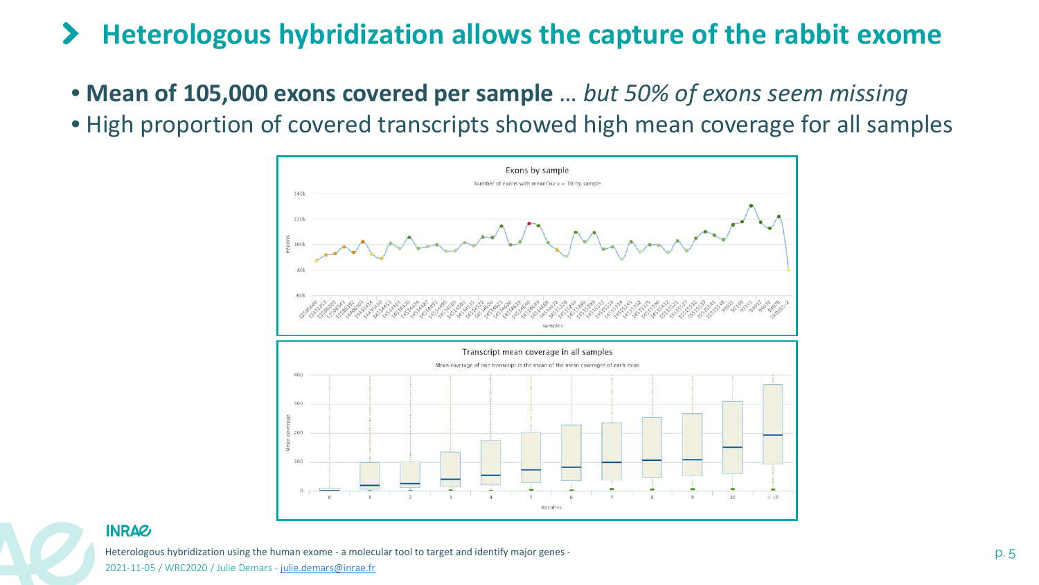# Heterologous hybridization allows the capture of the rabbit exome

- **Mean of 105,000 exons covered per sample** … *but 50% of exons seem missing*
- High proportion of covered transcripts showed high mean coverage for all samples

Exons by sample

Number of exons with meanCov >= 10 by sample

Transcript mean coverage in all samples

Mean coverage of one transcript is the mean of the mean coverages of each exon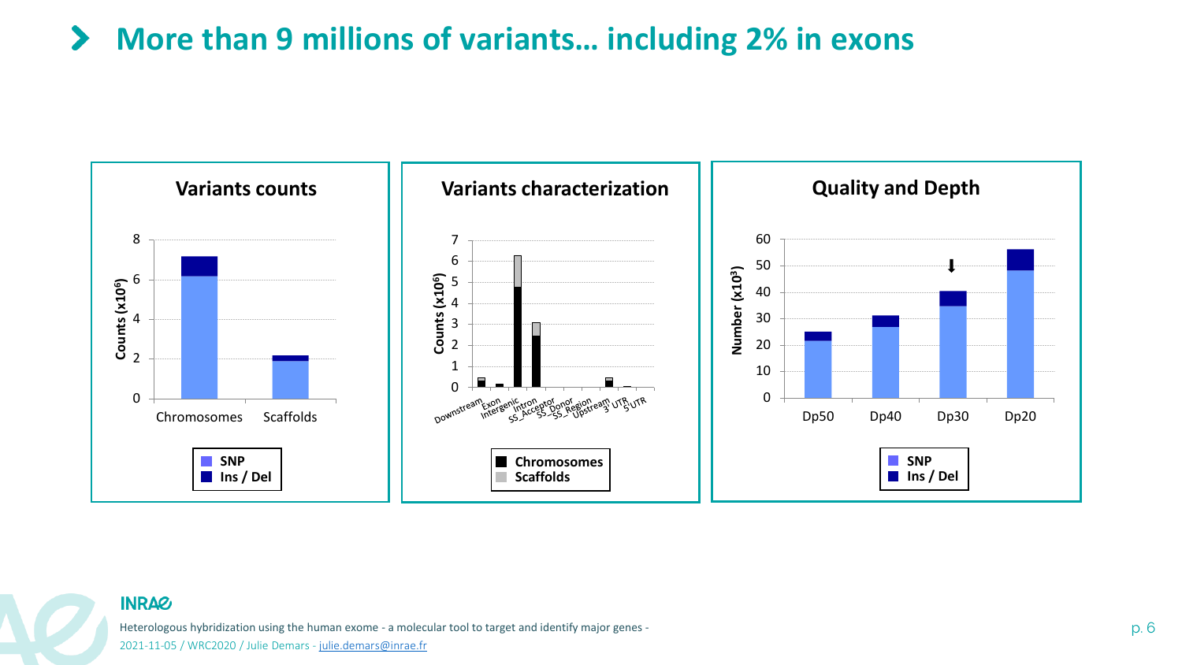# More than 9 millions of variants… including 2% in exons

### Variants counts

Counts ($x10^6$)

8, 6, 4, 2, 0

Chromosomes, Scaffolds

SNP
Ins / Del

### Variants characterization

Counts ($x10^6$)

7, 6, 5, 4, 3, 2, 1, 0

Downstream, Exon, Intergenic, Intron, SS_Acceptor, SS_Donor, SS_Region, Upstream, 3'UTR, 5'UTR

Chromosomes
Scaffolds

### Quality and Depth

Number ($x10^3$)

60, 50, 40, 30, 20, 10, 0

Dp50, Dp40, Dp30, Dp20

SNP
Ins / Del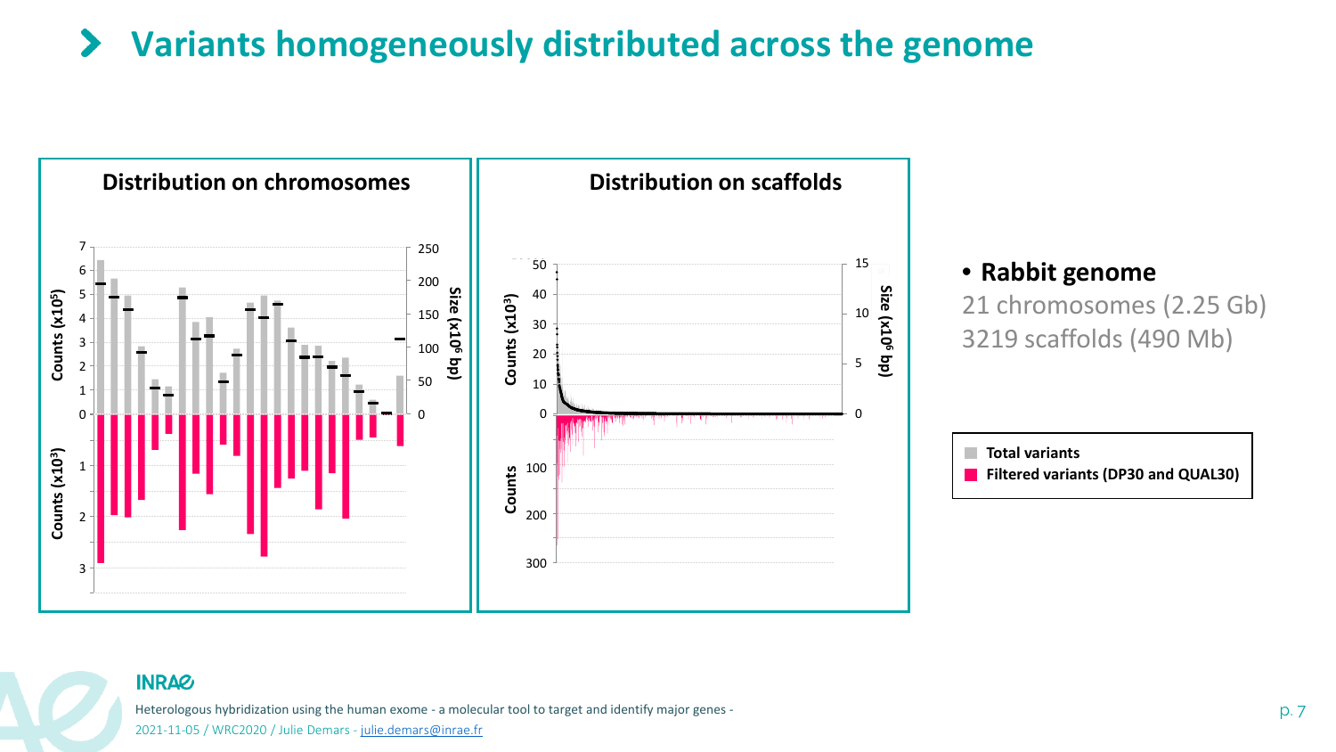# Variants homogeneously distributed across the genome

**Distribution on chromosomes**

**Distribution on scaffolds**

- **Rabbit genome**

  21 chromosomes (2.25 Gb)

  3219 scaffolds (490 Mb)

Total variants

Filtered variants (DP30 and QUAL30)

Heterologous hybridization using the human exome - a molecular tool to target and identify major genes -

2021-11-05 / WRC2020 / Julie Demars - julie.demars@inrae.fr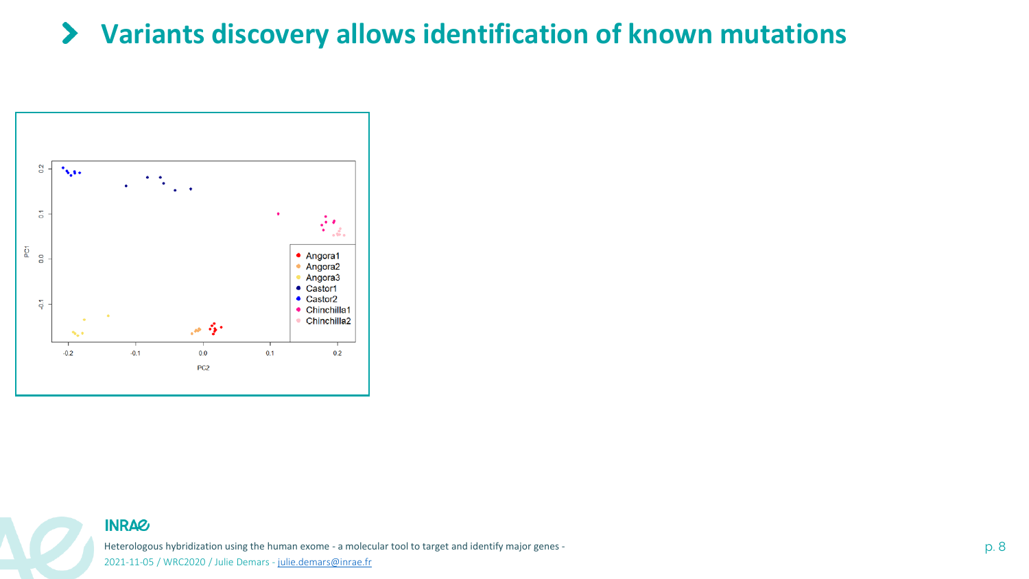# Variants discovery allows identification of known mutations

PC1

PC2

- Angora1
- Angora2
- Angora3
- Castor1
- Castor2
- Chinchilla1
- Chinchilla2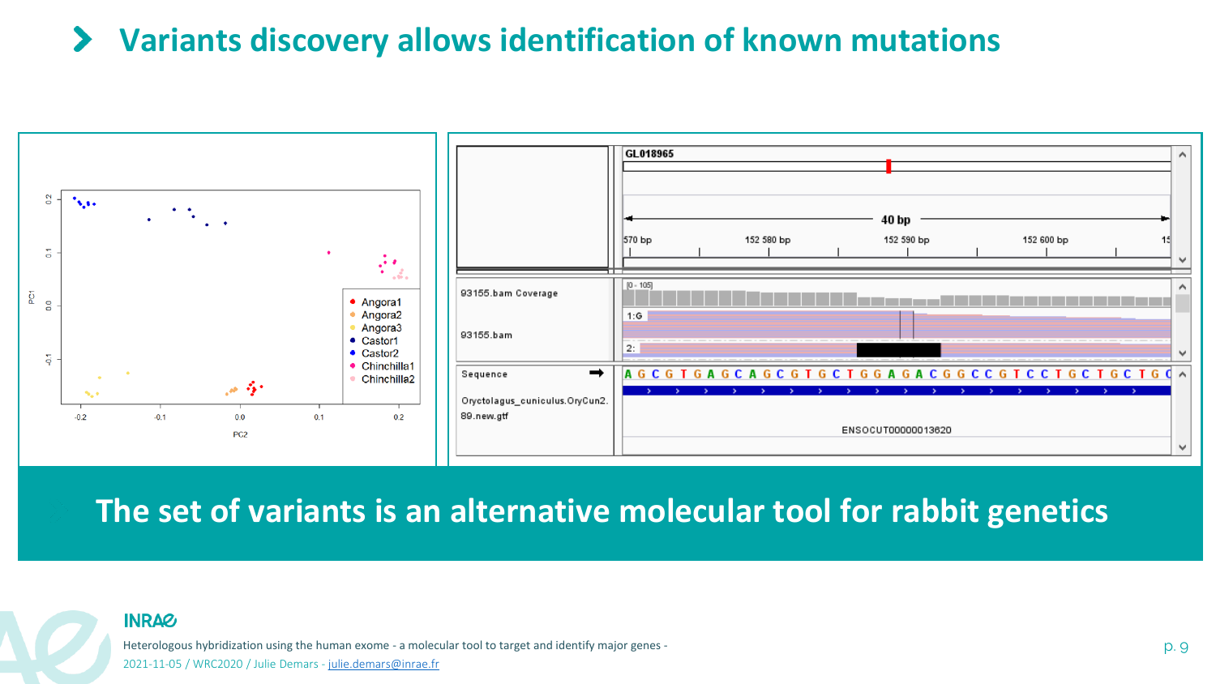# Variants discovery allows identification of known mutations

PC1

0.2

0.1

0.0

-0.1

-0.2

-0.1

0.0

0.1

0.2

PC2

- Angora1
- Angora2
- Angora3
- Castor1
- Castor2
- Chinchilla1
- Chinchilla2

GL018965

40 bp

570 bp | 152 580 bp | 152 590 bp | 152 600 bp | 15

93155.bam Coverage | [0 - 105]

93155.bam | 1:G | 2:

Sequence | A G C G T G A G C A G C G T G C T G G A G A C G G C C G T C C T G C T G C T G C

Oryctolagus_cuniculus.OryCun2.89.new.gtf | ENSOCUT00000013620

**The set of variants is an alternative molecular tool for rabbit genetics**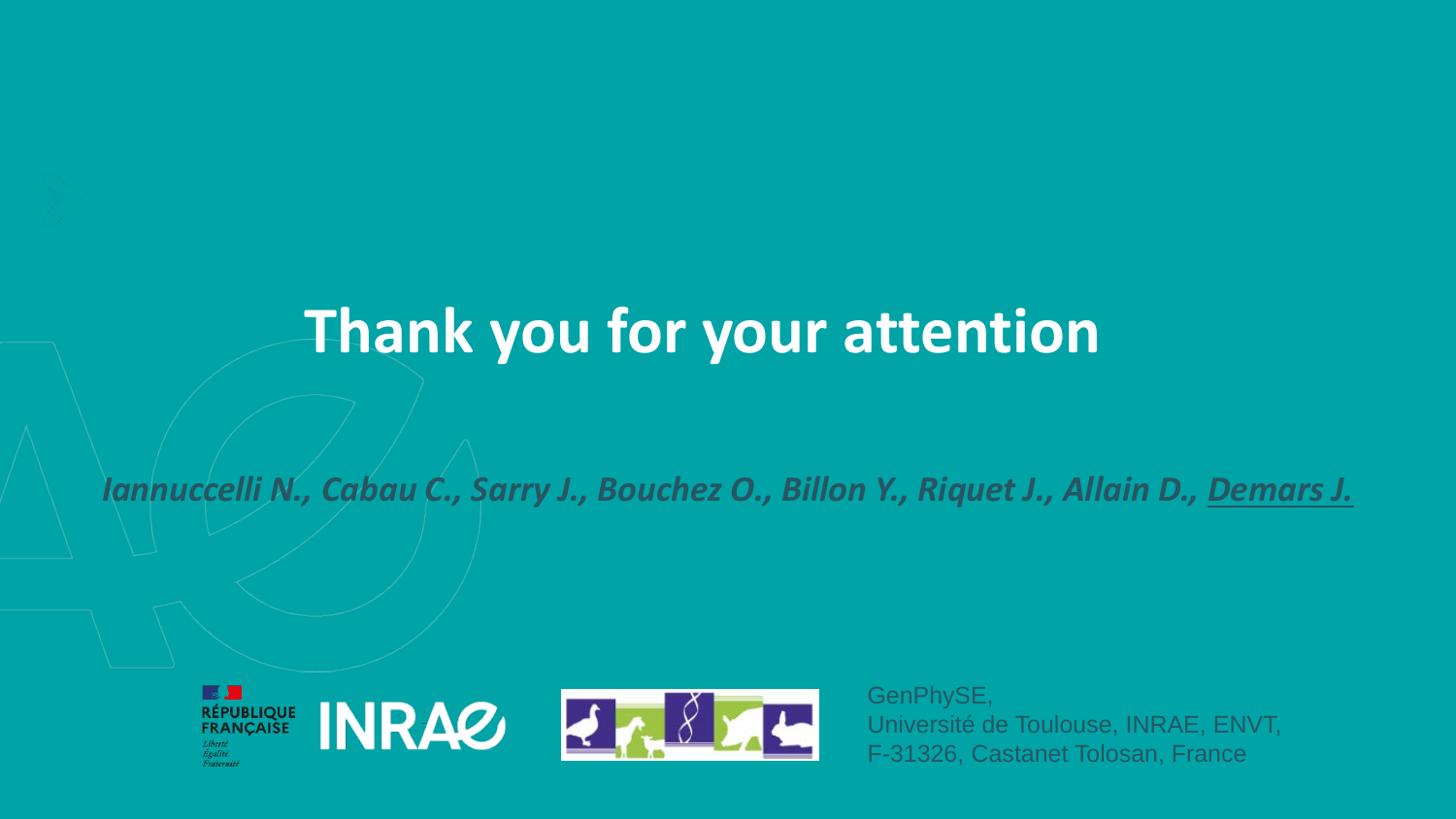# Thank you for your attention

*Iannuccelli N., Cabau C., Sarry J., Bouchez O., Billon Y., Riquet J., Allain D., Demars J.*

RÉPUBLIQUE FRANÇAISE

*Liberté Égalité Fraternité*

INRAE

GenPhySE,
Université de Toulouse, INRAE, ENVT,
F-31326, Castanet Tolosan, France